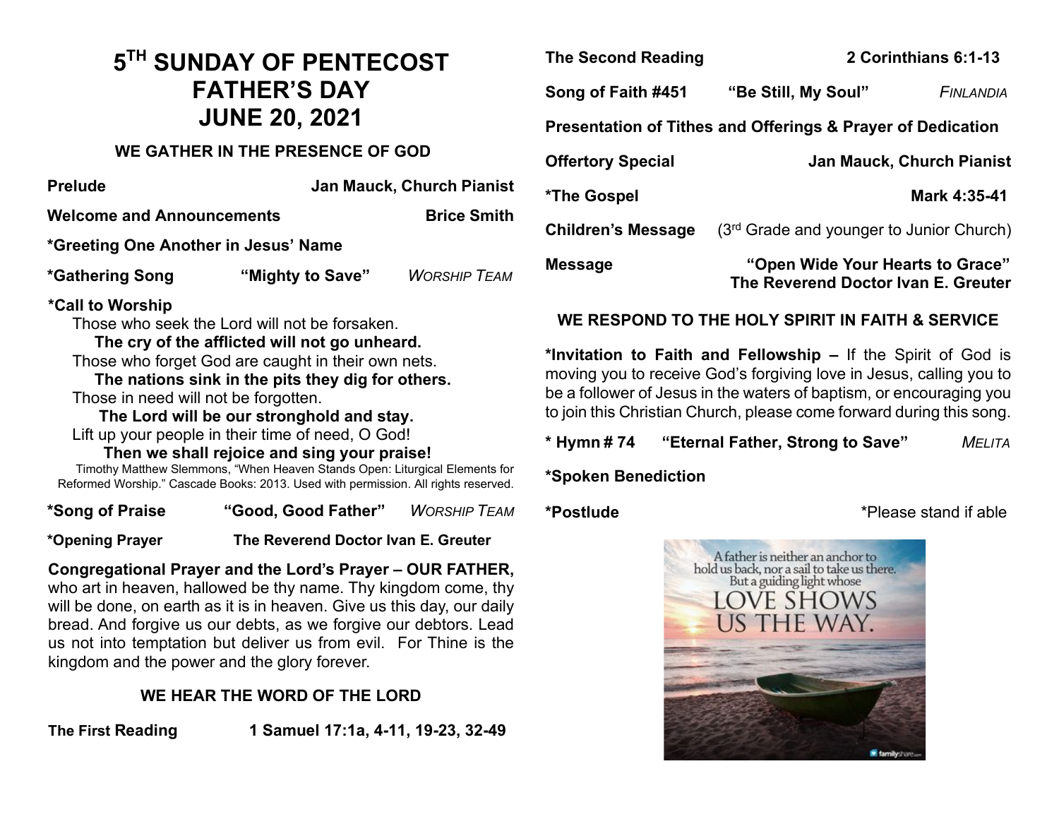# 5TH SUNDAY OF PENTECOST
# FATHER'S DAY
# JUNE 20, 2021

### WE GATHER IN THE PRESENCE OF GOD

**Prelude** — **Jan Mauck, Church Pianist**

**Welcome and Announcements** — **Brice Smith**

**\*Greeting One Another in Jesus' Name**

**\*Gathering Song** — **"Mighty to Save"** — *WORSHIP TEAM*

**\*Call to Worship**

Those who seek the Lord will not be forsaken.
**The cry of the afflicted will not go unheard.**
Those who forget God are caught in their own nets.
**The nations sink in the pits they dig for others.**
Those in need will not be forgotten.
**The Lord will be our stronghold and stay.**
Lift up your people in their time of need, O God!
**Then we shall rejoice and sing your praise!**

Timothy Matthew Slemmons, "When Heaven Stands Open: Liturgical Elements for Reformed Worship." Cascade Books: 2013. Used with permission. All rights reserved.

**\*Song of Praise** — **"Good, Good Father"** — *WORSHIP TEAM*

**\*Opening Prayer** — **The Reverend Doctor Ivan E. Greuter**

**Congregational Prayer and the Lord's Prayer – OUR FATHER,** who art in heaven, hallowed be thy name. Thy kingdom come, thy will be done, on earth as it is in heaven. Give us this day, our daily bread. And forgive us our debts, as we forgive our debtors. Lead us not into temptation but deliver us from evil. For Thine is the kingdom and the power and the glory forever.

### WE HEAR THE WORD OF THE LORD

**The First Reading** — **1 Samuel 17:1a, 4-11, 19-23, 32-49**

**The Second Reading** — **2 Corinthians 6:1-13**

**Song of Faith #451** — **"Be Still, My Soul"** — *FINLANDIA*

**Presentation of Tithes and Offerings & Prayer of Dedication**

**Offertory Special** — **Jan Mauck, Church Pianist**

**\*The Gospel** — **Mark 4:35-41**

**Children's Message** — (3rd Grade and younger to Junior Church)

**Message** — **"Open Wide Your Hearts to Grace"**
**The Reverend Doctor Ivan E. Greuter**

### WE RESPOND TO THE HOLY SPIRIT IN FAITH & SERVICE

**\*Invitation to Faith and Fellowship –** If the Spirit of God is moving you to receive God's forgiving love in Jesus, calling you to be a follower of Jesus in the waters of baptism, or encouraging you to join this Christian Church, please come forward during this song.

**\* Hymn # 74** — **"Eternal Father, Strong to Save"** — *MELITA*

**\*Spoken Benediction**

**\*Postlude**

\*Please stand if able

A father is neither an anchor to hold us back, nor a sail to take us there. But a guiding light whose LOVE SHOWS US THE WAY.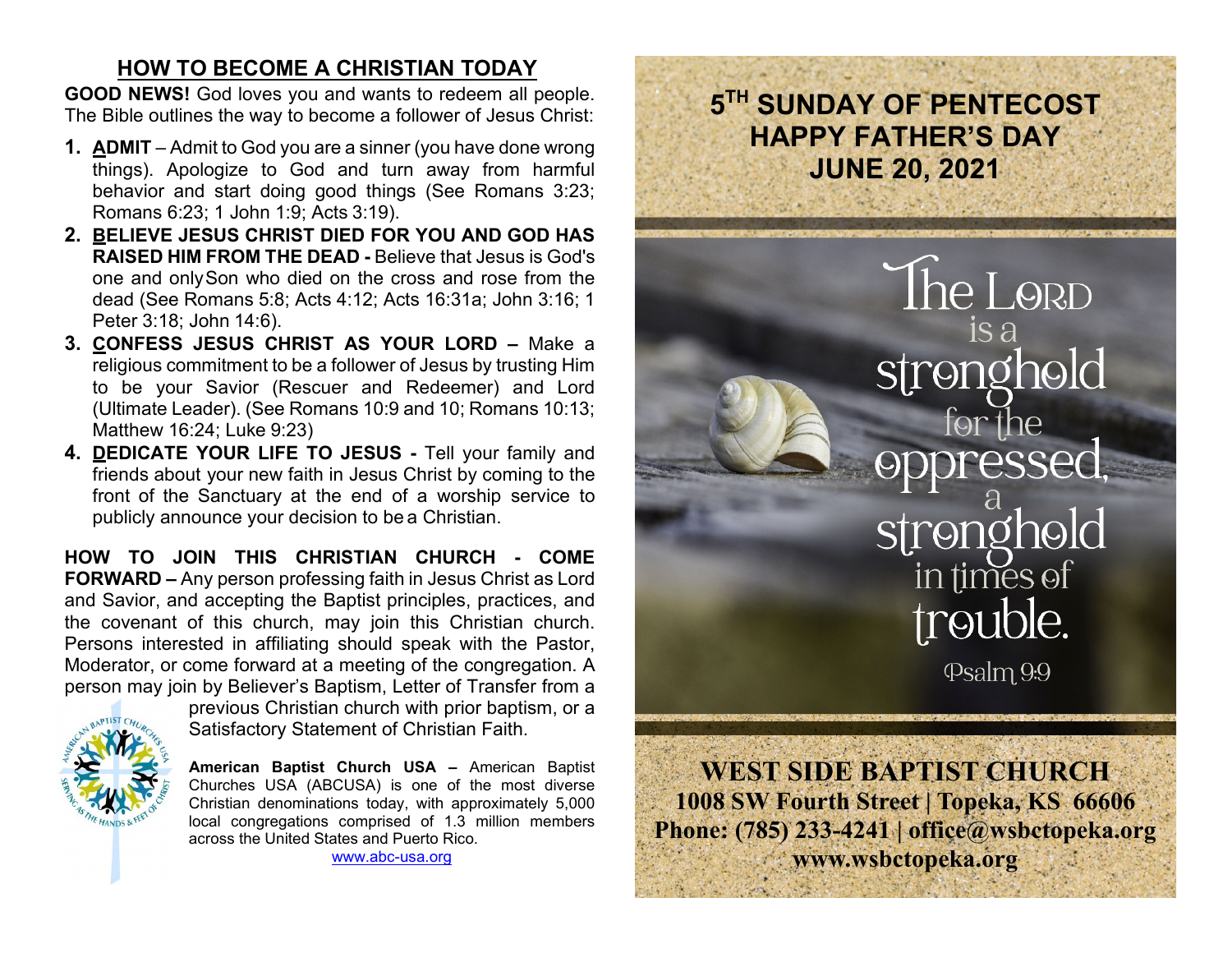## HOW TO BECOME A CHRISTIAN TODAY

**GOOD NEWS!** God loves you and wants to redeem all people. The Bible outlines the way to become a follower of Jesus Christ:

1. **ADMIT** – Admit to God you are a sinner (you have done wrong things). Apologize to God and turn away from harmful behavior and start doing good things (See Romans 3:23; Romans 6:23; 1 John 1:9; Acts 3:19).
2. **BELIEVE JESUS CHRIST DIED FOR YOU AND GOD HAS RAISED HIM FROM THE DEAD -** Believe that Jesus is God's one and only Son who died on the cross and rose from the dead (See Romans 5:8; Acts 4:12; Acts 16:31a; John 3:16; 1 Peter 3:18; John 14:6).
3. **CONFESS JESUS CHRIST AS YOUR LORD –** Make a religious commitment to be a follower of Jesus by trusting Him to be your Savior (Rescuer and Redeemer) and Lord (Ultimate Leader). (See Romans 10:9 and 10; Romans 10:13; Matthew 16:24; Luke 9:23)
4. **DEDICATE YOUR LIFE TO JESUS -** Tell your family and friends about your new faith in Jesus Christ by coming to the front of the Sanctuary at the end of a worship service to publicly announce your decision to be a Christian.

**HOW TO JOIN THIS CHRISTIAN CHURCH - COME FORWARD –** Any person professing faith in Jesus Christ as Lord and Savior, and accepting the Baptist principles, practices, and the covenant of this church, may join this Christian church. Persons interested in affiliating should speak with the Pastor, Moderator, or come forward at a meeting of the congregation. A person may join by Believer's Baptism, Letter of Transfer from a previous Christian church with prior baptism, or a Satisfactory Statement of Christian Faith.

**American Baptist Church USA –** American Baptist Churches USA (ABCUSA) is one of the most diverse Christian denominations today, with approximately 5,000 local congregations comprised of 1.3 million members across the United States and Puerto Rico.

www.abc-usa.org

## 5TH SUNDAY OF PENTECOST
## HAPPY FATHER'S DAY
## JUNE 20, 2021

The LORD is a stronghold for the oppressed, a stronghold in times of trouble.

Psalm 9:9

**WEST SIDE BAPTIST CHURCH**
**1008 SW Fourth Street | Topeka, KS 66606**
**Phone: (785) 233-4241 | office@wsbctopeka.org**
**www.wsbctopeka.org**